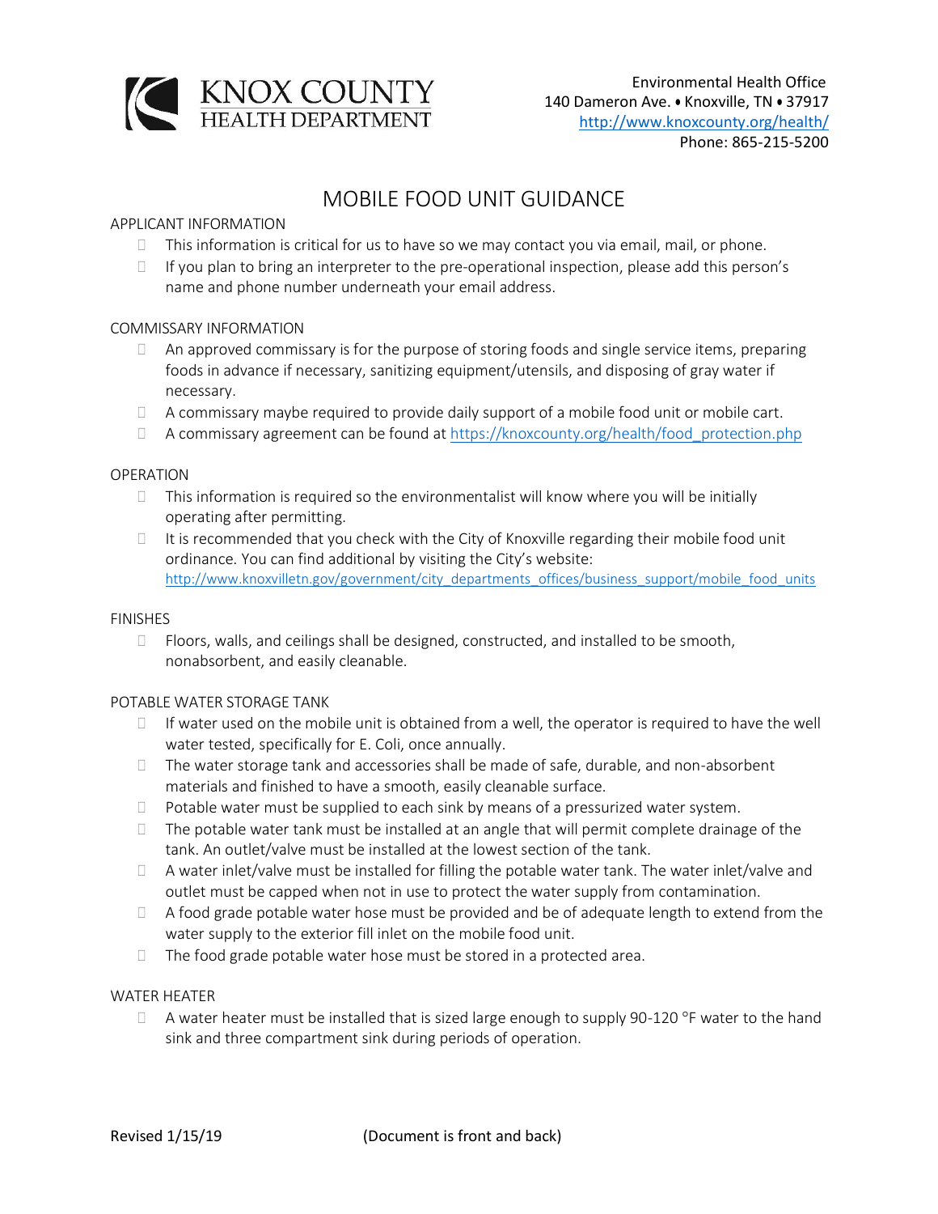KNOX COUNTY
HEALTH DEPARTMENT

Environmental Health Office
140 Dameron Ave. • Knoxville, TN • 37917
http://www.knoxcounty.org/health/
Phone: 865-215-5200

# MOBILE FOOD UNIT GUIDANCE

## APPLICANT INFORMATION

- This information is critical for us to have so we may contact you via email, mail, or phone.
- If you plan to bring an interpreter to the pre-operational inspection, please add this person's name and phone number underneath your email address.

## COMMISSARY INFORMATION

- An approved commissary is for the purpose of storing foods and single service items, preparing foods in advance if necessary, sanitizing equipment/utensils, and disposing of gray water if necessary.
- A commissary maybe required to provide daily support of a mobile food unit or mobile cart.
- A commissary agreement can be found at https://knoxcounty.org/health/food_protection.php

## OPERATION

- This information is required so the environmentalist will know where you will be initially operating after permitting.
- It is recommended that you check with the City of Knoxville regarding their mobile food unit ordinance. You can find additional by visiting the City's website: http://www.knoxvilletn.gov/government/city_departments_offices/business_support/mobile_food_units

## FINISHES

- Floors, walls, and ceilings shall be designed, constructed, and installed to be smooth, nonabsorbent, and easily cleanable.

## POTABLE WATER STORAGE TANK

- If water used on the mobile unit is obtained from a well, the operator is required to have the well water tested, specifically for E. Coli, once annually.
- The water storage tank and accessories shall be made of safe, durable, and non-absorbent materials and finished to have a smooth, easily cleanable surface.
- Potable water must be supplied to each sink by means of a pressurized water system.
- The potable water tank must be installed at an angle that will permit complete drainage of the tank. An outlet/valve must be installed at the lowest section of the tank.
- A water inlet/valve must be installed for filling the potable water tank. The water inlet/valve and outlet must be capped when not in use to protect the water supply from contamination.
- A food grade potable water hose must be provided and be of adequate length to extend from the water supply to the exterior fill inlet on the mobile food unit.
- The food grade potable water hose must be stored in a protected area.

## WATER HEATER

- A water heater must be installed that is sized large enough to supply 90-120 °F water to the hand sink and three compartment sink during periods of operation.

Revised 1/15/19 (Document is front and back)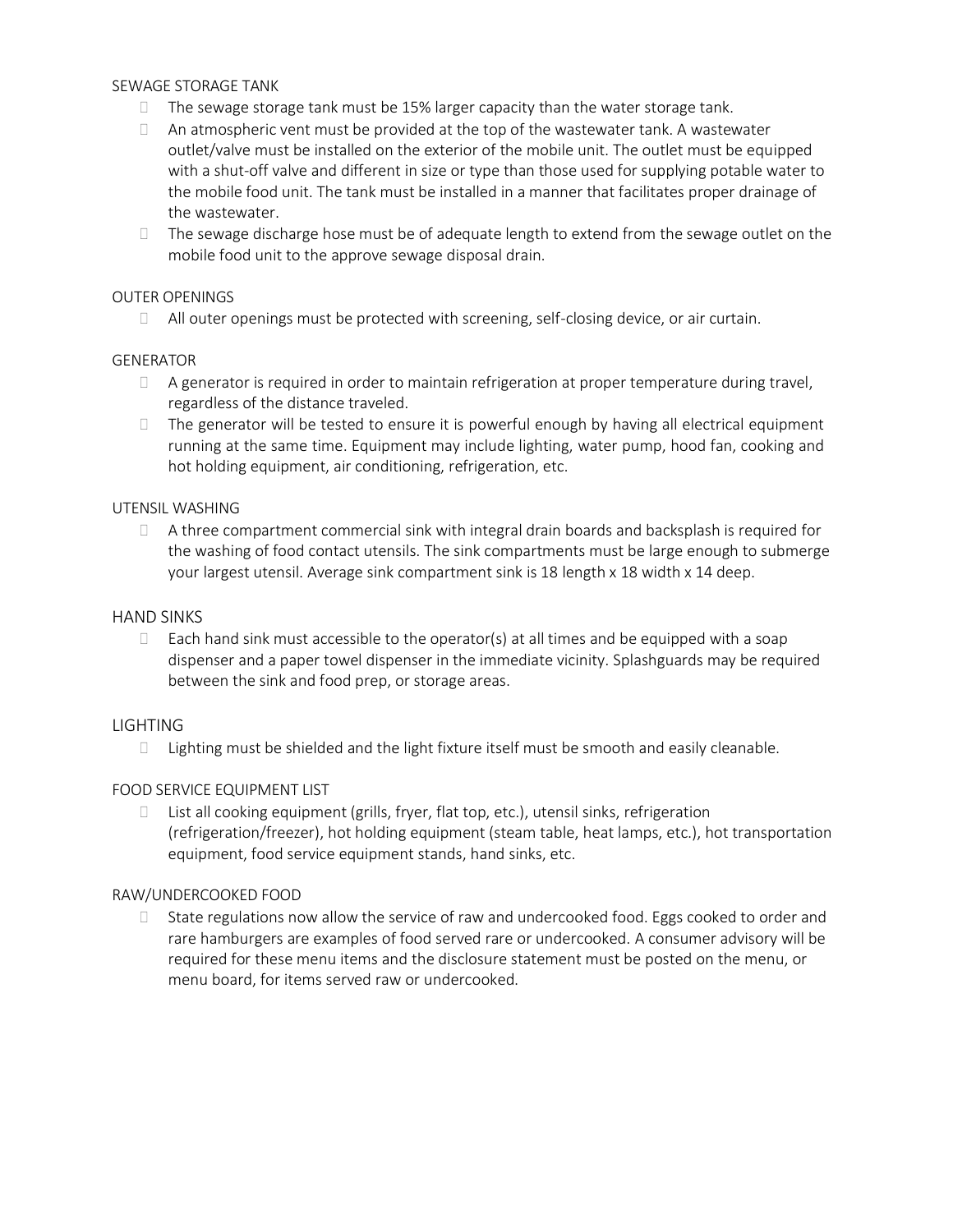## SEWAGE STORAGE TANK

- The sewage storage tank must be 15% larger capacity than the water storage tank.
- An atmospheric vent must be provided at the top of the wastewater tank. A wastewater outlet/valve must be installed on the exterior of the mobile unit. The outlet must be equipped with a shut-off valve and different in size or type than those used for supplying potable water to the mobile food unit. The tank must be installed in a manner that facilitates proper drainage of the wastewater.
- The sewage discharge hose must be of adequate length to extend from the sewage outlet on the mobile food unit to the approve sewage disposal drain.

## OUTER OPENINGS

- All outer openings must be protected with screening, self-closing device, or air curtain.

## GENERATOR

- A generator is required in order to maintain refrigeration at proper temperature during travel, regardless of the distance traveled.
- The generator will be tested to ensure it is powerful enough by having all electrical equipment running at the same time. Equipment may include lighting, water pump, hood fan, cooking and hot holding equipment, air conditioning, refrigeration, etc.

## UTENSIL WASHING

- A three compartment commercial sink with integral drain boards and backsplash is required for the washing of food contact utensils. The sink compartments must be large enough to submerge your largest utensil. Average sink compartment sink is 18 length x 18 width x 14 deep.

## HAND SINKS

- Each hand sink must accessible to the operator(s) at all times and be equipped with a soap dispenser and a paper towel dispenser in the immediate vicinity. Splashguards may be required between the sink and food prep, or storage areas.

## LIGHTING

- Lighting must be shielded and the light fixture itself must be smooth and easily cleanable.

## FOOD SERVICE EQUIPMENT LIST

- List all cooking equipment (grills, fryer, flat top, etc.), utensil sinks, refrigeration (refrigeration/freezer), hot holding equipment (steam table, heat lamps, etc.), hot transportation equipment, food service equipment stands, hand sinks, etc.

## RAW/UNDERCOOKED FOOD

- State regulations now allow the service of raw and undercooked food. Eggs cooked to order and rare hamburgers are examples of food served rare or undercooked. A consumer advisory will be required for these menu items and the disclosure statement must be posted on the menu, or menu board, for items served raw or undercooked.